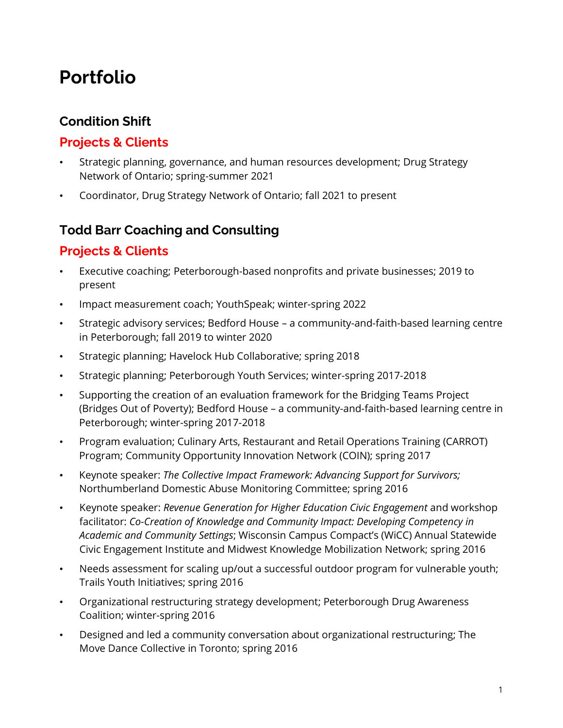# Portfolio

## Condition Shift

### Projects & Clients

- Strategic planning, governance, and human resources development; Drug Strategy Network of Ontario; spring-summer 2021
- Coordinator, Drug Strategy Network of Ontario; fall 2021 to present

## Todd Barr Coaching and Consulting

### Projects & Clients

- Executive coaching; Peterborough-based nonprofits and private businesses; 2019 to present
- Impact measurement coach; YouthSpeak; winter-spring 2022
- Strategic advisory services; Bedford House – a community-and-faith-based learning centre in Peterborough; fall 2019 to winter 2020
- Strategic planning; Havelock Hub Collaborative; spring 2018
- Strategic planning; Peterborough Youth Services; winter-spring 2017-2018
- Supporting the creation of an evaluation framework for the Bridging Teams Project (Bridges Out of Poverty); Bedford House – a community-and-faith-based learning centre in Peterborough; winter-spring 2017-2018
- Program evaluation; Culinary Arts, Restaurant and Retail Operations Training (CARROT) Program; Community Opportunity Innovation Network (COIN); spring 2017
- Keynote speaker: *The Collective Impact Framework: Advancing Support for Survivors;* Northumberland Domestic Abuse Monitoring Committee; spring 2016
- Keynote speaker: *Revenue Generation for Higher Education Civic Engagement* and workshop facilitator: *Co-Creation of Knowledge and Community Impact: Developing Competency in Academic and Community Settings*; Wisconsin Campus Compact's (WiCC) Annual Statewide Civic Engagement Institute and Midwest Knowledge Mobilization Network; spring 2016
- Needs assessment for scaling up/out a successful outdoor program for vulnerable youth; Trails Youth Initiatives; spring 2016
- Organizational restructuring strategy development; Peterborough Drug Awareness Coalition; winter-spring 2016
- Designed and led a community conversation about organizational restructuring; The Move Dance Collective in Toronto; spring 2016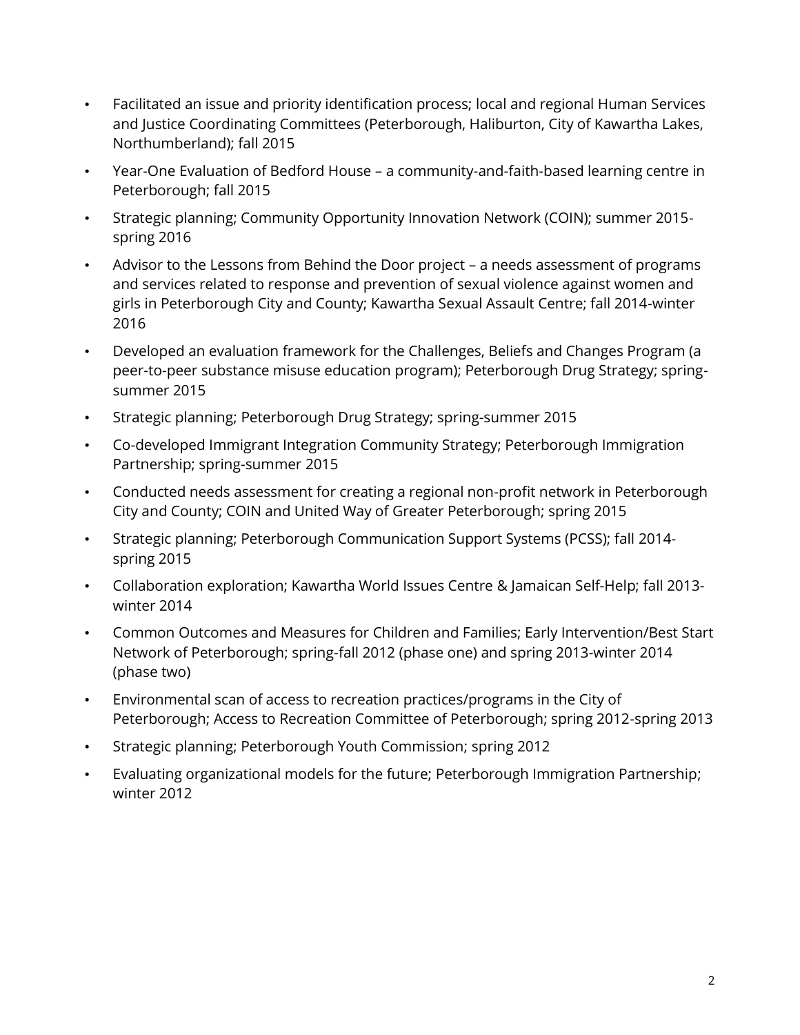- Facilitated an issue and priority identification process; local and regional Human Services and Justice Coordinating Committees (Peterborough, Haliburton, City of Kawartha Lakes, Northumberland); fall 2015
- Year-One Evaluation of Bedford House – a community-and-faith-based learning centre in Peterborough; fall 2015
- Strategic planning; Community Opportunity Innovation Network (COIN); summer 2015-spring 2016
- Advisor to the Lessons from Behind the Door project – a needs assessment of programs and services related to response and prevention of sexual violence against women and girls in Peterborough City and County; Kawartha Sexual Assault Centre; fall 2014-winter 2016
- Developed an evaluation framework for the Challenges, Beliefs and Changes Program (a peer-to-peer substance misuse education program); Peterborough Drug Strategy; spring-summer 2015
- Strategic planning; Peterborough Drug Strategy; spring-summer 2015
- Co-developed Immigrant Integration Community Strategy; Peterborough Immigration Partnership; spring-summer 2015
- Conducted needs assessment for creating a regional non-profit network in Peterborough City and County; COIN and United Way of Greater Peterborough; spring 2015
- Strategic planning; Peterborough Communication Support Systems (PCSS); fall 2014-spring 2015
- Collaboration exploration; Kawartha World Issues Centre & Jamaican Self-Help; fall 2013-winter 2014
- Common Outcomes and Measures for Children and Families; Early Intervention/Best Start Network of Peterborough; spring-fall 2012 (phase one) and spring 2013-winter 2014 (phase two)
- Environmental scan of access to recreation practices/programs in the City of Peterborough; Access to Recreation Committee of Peterborough; spring 2012-spring 2013
- Strategic planning; Peterborough Youth Commission; spring 2012
- Evaluating organizational models for the future; Peterborough Immigration Partnership; winter 2012